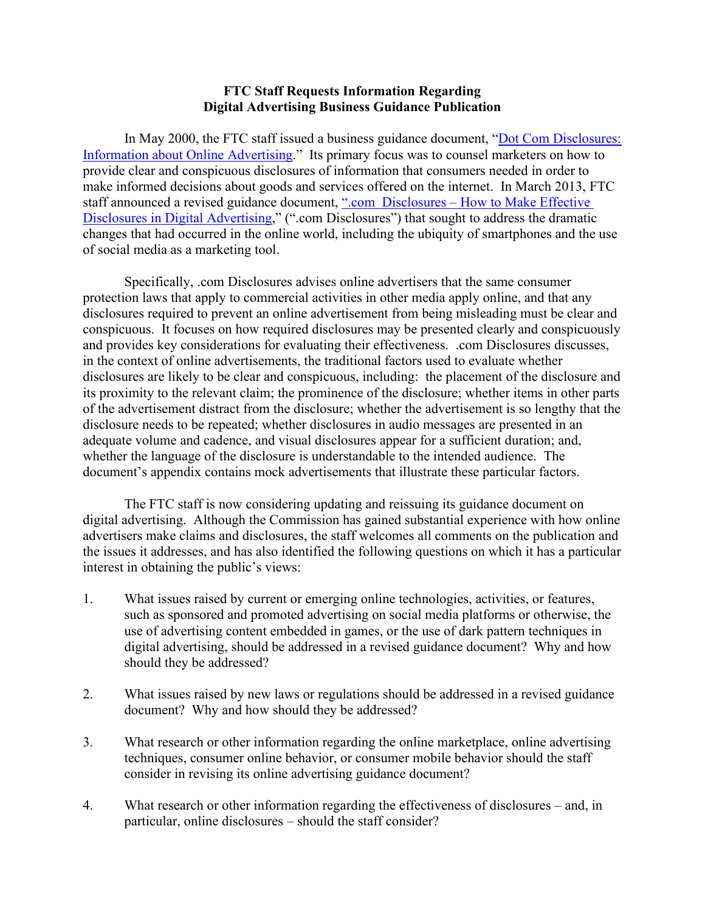# FTC Staff Requests Information Regarding Digital Advertising Business Guidance Publication

In May 2000, the FTC staff issued a business guidance document, "[Dot Com Disclosures: Information about Online Advertising](#)." Its primary focus was to counsel marketers on how to provide clear and conspicuous disclosures of information that consumers needed in order to make informed decisions about goods and services offered on the internet. In March 2013, FTC staff announced a revised guidance document, "[.com Disclosures – How to Make Effective Disclosures in Digital Advertising](#)," (".com Disclosures") that sought to address the dramatic changes that had occurred in the online world, including the ubiquity of smartphones and the use of social media as a marketing tool.

Specifically, .com Disclosures advises online advertisers that the same consumer protection laws that apply to commercial activities in other media apply online, and that any disclosures required to prevent an online advertisement from being misleading must be clear and conspicuous. It focuses on how required disclosures may be presented clearly and conspicuously and provides key considerations for evaluating their effectiveness. .com Disclosures discusses, in the context of online advertisements, the traditional factors used to evaluate whether disclosures are likely to be clear and conspicuous, including: the placement of the disclosure and its proximity to the relevant claim; the prominence of the disclosure; whether items in other parts of the advertisement distract from the disclosure; whether the advertisement is so lengthy that the disclosure needs to be repeated; whether disclosures in audio messages are presented in an adequate volume and cadence, and visual disclosures appear for a sufficient duration; and, whether the language of the disclosure is understandable to the intended audience. The document's appendix contains mock advertisements that illustrate these particular factors.

The FTC staff is now considering updating and reissuing its guidance document on digital advertising. Although the Commission has gained substantial experience with how online advertisers make claims and disclosures, the staff welcomes all comments on the publication and the issues it addresses, and has also identified the following questions on which it has a particular interest in obtaining the public's views:

1. What issues raised by current or emerging online technologies, activities, or features, such as sponsored and promoted advertising on social media platforms or otherwise, the use of advertising content embedded in games, or the use of dark pattern techniques in digital advertising, should be addressed in a revised guidance document? Why and how should they be addressed?

2. What issues raised by new laws or regulations should be addressed in a revised guidance document? Why and how should they be addressed?

3. What research or other information regarding the online marketplace, online advertising techniques, consumer online behavior, or consumer mobile behavior should the staff consider in revising its online advertising guidance document?

4. What research or other information regarding the effectiveness of disclosures – and, in particular, online disclosures – should the staff consider?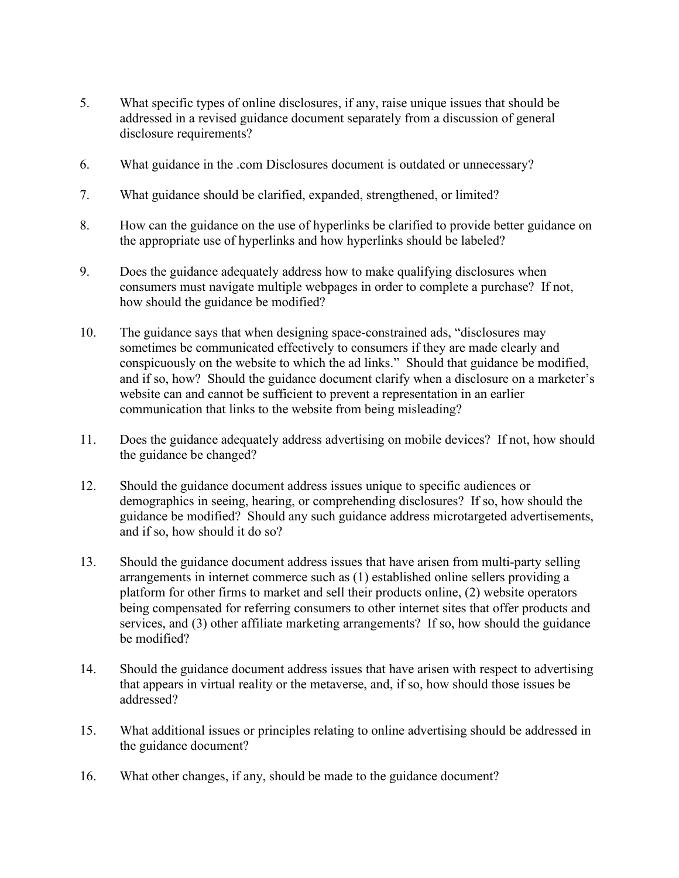5. What specific types of online disclosures, if any, raise unique issues that should be addressed in a revised guidance document separately from a discussion of general disclosure requirements?

6. What guidance in the .com Disclosures document is outdated or unnecessary?

7. What guidance should be clarified, expanded, strengthened, or limited?

8. How can the guidance on the use of hyperlinks be clarified to provide better guidance on the appropriate use of hyperlinks and how hyperlinks should be labeled?

9. Does the guidance adequately address how to make qualifying disclosures when consumers must navigate multiple webpages in order to complete a purchase? If not, how should the guidance be modified?

10. The guidance says that when designing space-constrained ads, "disclosures may sometimes be communicated effectively to consumers if they are made clearly and conspicuously on the website to which the ad links." Should that guidance be modified, and if so, how? Should the guidance document clarify when a disclosure on a marketer's website can and cannot be sufficient to prevent a representation in an earlier communication that links to the website from being misleading?

11. Does the guidance adequately address advertising on mobile devices? If not, how should the guidance be changed?

12. Should the guidance document address issues unique to specific audiences or demographics in seeing, hearing, or comprehending disclosures? If so, how should the guidance be modified? Should any such guidance address microtargeted advertisements, and if so, how should it do so?

13. Should the guidance document address issues that have arisen from multi-party selling arrangements in internet commerce such as (1) established online sellers providing a platform for other firms to market and sell their products online, (2) website operators being compensated for referring consumers to other internet sites that offer products and services, and (3) other affiliate marketing arrangements? If so, how should the guidance be modified?

14. Should the guidance document address issues that have arisen with respect to advertising that appears in virtual reality or the metaverse, and, if so, how should those issues be addressed?

15. What additional issues or principles relating to online advertising should be addressed in the guidance document?

16. What other changes, if any, should be made to the guidance document?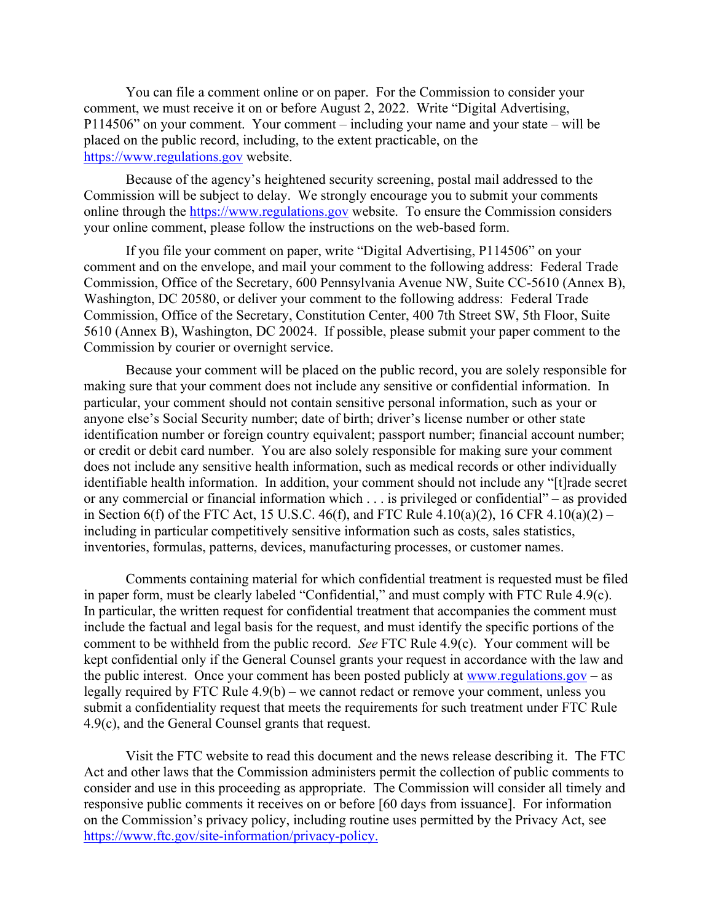You can file a comment online or on paper. For the Commission to consider your comment, we must receive it on or before August 2, 2022. Write "Digital Advertising, P114506" on your comment. Your comment – including your name and your state – will be placed on the public record, including, to the extent practicable, on the https://www.regulations.gov website.

Because of the agency's heightened security screening, postal mail addressed to the Commission will be subject to delay. We strongly encourage you to submit your comments online through the https://www.regulations.gov website. To ensure the Commission considers your online comment, please follow the instructions on the web-based form.

If you file your comment on paper, write "Digital Advertising, P114506" on your comment and on the envelope, and mail your comment to the following address: Federal Trade Commission, Office of the Secretary, 600 Pennsylvania Avenue NW, Suite CC-5610 (Annex B), Washington, DC 20580, or deliver your comment to the following address: Federal Trade Commission, Office of the Secretary, Constitution Center, 400 7th Street SW, 5th Floor, Suite 5610 (Annex B), Washington, DC 20024. If possible, please submit your paper comment to the Commission by courier or overnight service.

Because your comment will be placed on the public record, you are solely responsible for making sure that your comment does not include any sensitive or confidential information. In particular, your comment should not contain sensitive personal information, such as your or anyone else's Social Security number; date of birth; driver's license number or other state identification number or foreign country equivalent; passport number; financial account number; or credit or debit card number. You are also solely responsible for making sure your comment does not include any sensitive health information, such as medical records or other individually identifiable health information. In addition, your comment should not include any "[t]rade secret or any commercial or financial information which . . . is privileged or confidential" – as provided in Section 6(f) of the FTC Act, 15 U.S.C. 46(f), and FTC Rule 4.10(a)(2), 16 CFR 4.10(a)(2) – including in particular competitively sensitive information such as costs, sales statistics, inventories, formulas, patterns, devices, manufacturing processes, or customer names.

Comments containing material for which confidential treatment is requested must be filed in paper form, must be clearly labeled "Confidential," and must comply with FTC Rule 4.9(c). In particular, the written request for confidential treatment that accompanies the comment must include the factual and legal basis for the request, and must identify the specific portions of the comment to be withheld from the public record. *See* FTC Rule 4.9(c). Your comment will be kept confidential only if the General Counsel grants your request in accordance with the law and the public interest. Once your comment has been posted publicly at www.regulations.gov – as legally required by FTC Rule 4.9(b) – we cannot redact or remove your comment, unless you submit a confidentiality request that meets the requirements for such treatment under FTC Rule 4.9(c), and the General Counsel grants that request.

Visit the FTC website to read this document and the news release describing it. The FTC Act and other laws that the Commission administers permit the collection of public comments to consider and use in this proceeding as appropriate. The Commission will consider all timely and responsive public comments it receives on or before [60 days from issuance]. For information on the Commission's privacy policy, including routine uses permitted by the Privacy Act, see https://www.ftc.gov/site-information/privacy-policy.